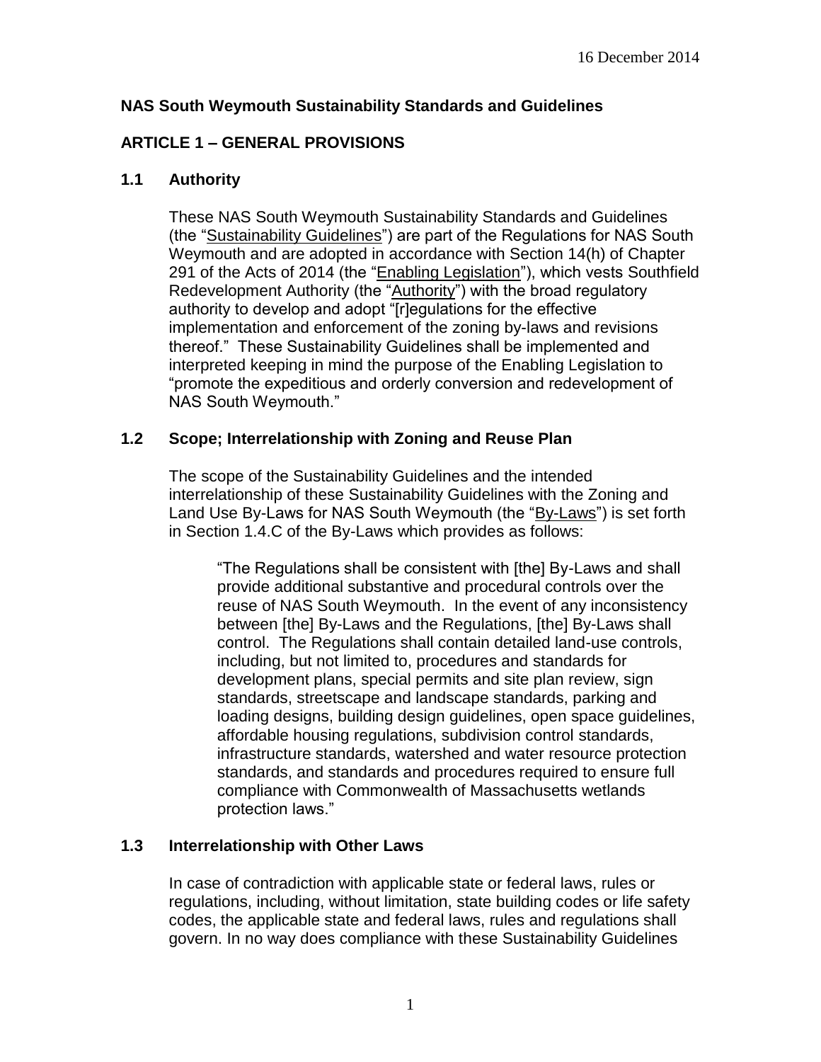16 December 2014

# NAS South Weymouth Sustainability Standards and Guidelines

## ARTICLE 1 – GENERAL PROVISIONS

### 1.1 Authority

These NAS South Weymouth Sustainability Standards and Guidelines (the "Sustainability Guidelines") are part of the Regulations for NAS South Weymouth and are adopted in accordance with Section 14(h) of Chapter 291 of the Acts of 2014 (the "Enabling Legislation"), which vests Southfield Redevelopment Authority (the "Authority") with the broad regulatory authority to develop and adopt "[r]egulations for the effective implementation and enforcement of the zoning by-laws and revisions thereof." These Sustainability Guidelines shall be implemented and interpreted keeping in mind the purpose of the Enabling Legislation to "promote the expeditious and orderly conversion and redevelopment of NAS South Weymouth."

### 1.2 Scope; Interrelationship with Zoning and Reuse Plan

The scope of the Sustainability Guidelines and the intended interrelationship of these Sustainability Guidelines with the Zoning and Land Use By-Laws for NAS South Weymouth (the "By-Laws") is set forth in Section 1.4.C of the By-Laws which provides as follows:

> "The Regulations shall be consistent with [the] By-Laws and shall provide additional substantive and procedural controls over the reuse of NAS South Weymouth. In the event of any inconsistency between [the] By-Laws and the Regulations, [the] By-Laws shall control. The Regulations shall contain detailed land-use controls, including, but not limited to, procedures and standards for development plans, special permits and site plan review, sign standards, streetscape and landscape standards, parking and loading designs, building design guidelines, open space guidelines, affordable housing regulations, subdivision control standards, infrastructure standards, watershed and water resource protection standards, and standards and procedures required to ensure full compliance with Commonwealth of Massachusetts wetlands protection laws."

### 1.3 Interrelationship with Other Laws

In case of contradiction with applicable state or federal laws, rules or regulations, including, without limitation, state building codes or life safety codes, the applicable state and federal laws, rules and regulations shall govern. In no way does compliance with these Sustainability Guidelines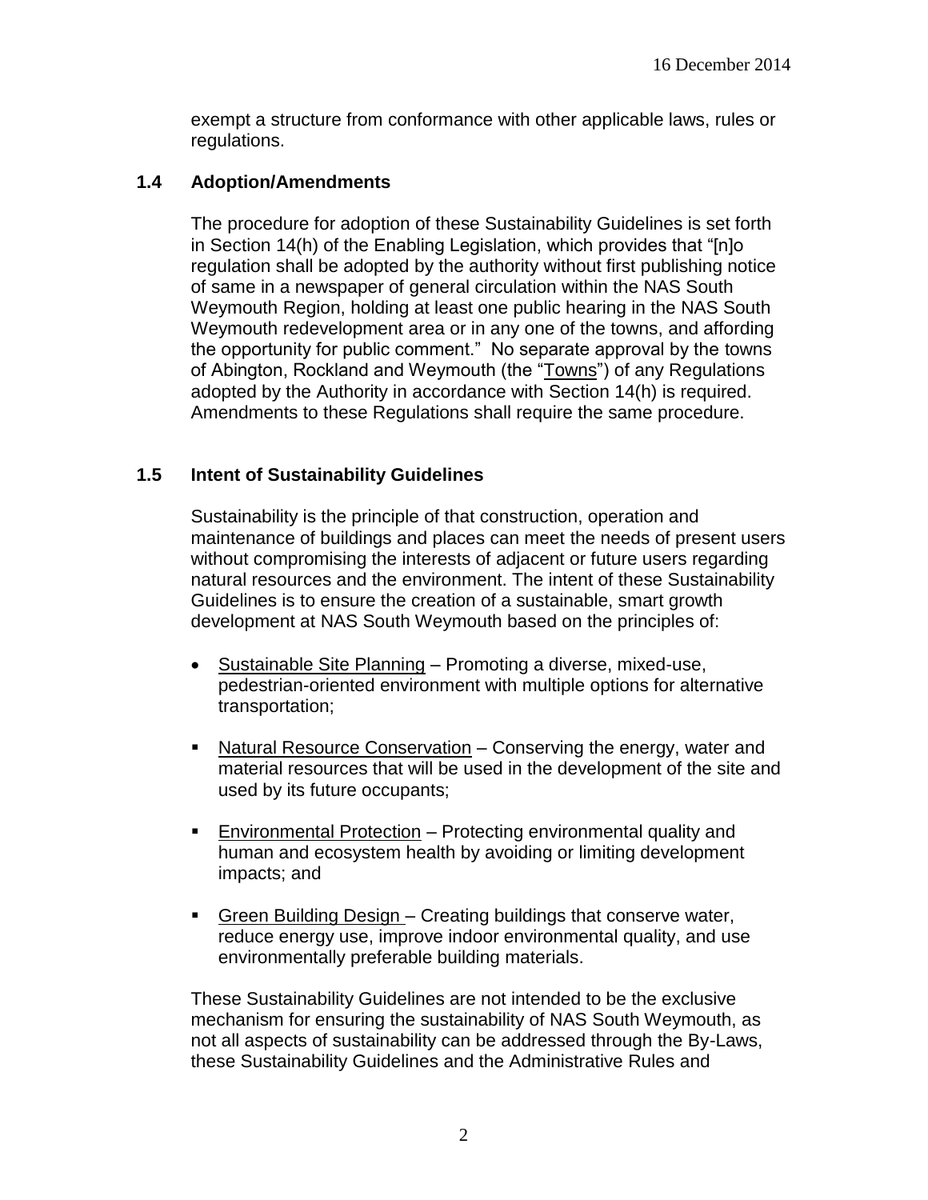exempt a structure from conformance with other applicable laws, rules or regulations.

### 1.4 Adoption/Amendments

The procedure for adoption of these Sustainability Guidelines is set forth in Section 14(h) of the Enabling Legislation, which provides that "[n]o regulation shall be adopted by the authority without first publishing notice of same in a newspaper of general circulation within the NAS South Weymouth Region, holding at least one public hearing in the NAS South Weymouth redevelopment area or in any one of the towns, and affording the opportunity for public comment." No separate approval by the towns of Abington, Rockland and Weymouth (the "Towns") of any Regulations adopted by the Authority in accordance with Section 14(h) is required. Amendments to these Regulations shall require the same procedure.

### 1.5 Intent of Sustainability Guidelines

Sustainability is the principle of that construction, operation and maintenance of buildings and places can meet the needs of present users without compromising the interests of adjacent or future users regarding natural resources and the environment. The intent of these Sustainability Guidelines is to ensure the creation of a sustainable, smart growth development at NAS South Weymouth based on the principles of:

- Sustainable Site Planning – Promoting a diverse, mixed-use, pedestrian-oriented environment with multiple options for alternative transportation;
- Natural Resource Conservation – Conserving the energy, water and material resources that will be used in the development of the site and used by its future occupants;
- Environmental Protection – Protecting environmental quality and human and ecosystem health by avoiding or limiting development impacts; and
- Green Building Design – Creating buildings that conserve water, reduce energy use, improve indoor environmental quality, and use environmentally preferable building materials.

These Sustainability Guidelines are not intended to be the exclusive mechanism for ensuring the sustainability of NAS South Weymouth, as not all aspects of sustainability can be addressed through the By-Laws, these Sustainability Guidelines and the Administrative Rules and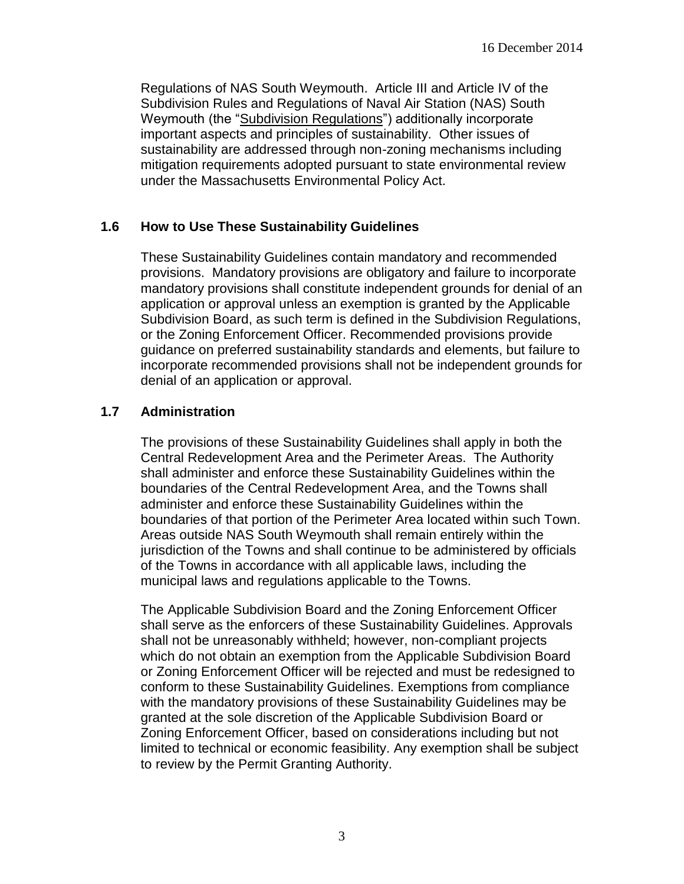Regulations of NAS South Weymouth. Article III and Article IV of the Subdivision Rules and Regulations of Naval Air Station (NAS) South Weymouth (the "Subdivision Regulations") additionally incorporate important aspects and principles of sustainability. Other issues of sustainability are addressed through non-zoning mechanisms including mitigation requirements adopted pursuant to state environmental review under the Massachusetts Environmental Policy Act.

## 1.6 How to Use These Sustainability Guidelines

These Sustainability Guidelines contain mandatory and recommended provisions. Mandatory provisions are obligatory and failure to incorporate mandatory provisions shall constitute independent grounds for denial of an application or approval unless an exemption is granted by the Applicable Subdivision Board, as such term is defined in the Subdivision Regulations, or the Zoning Enforcement Officer. Recommended provisions provide guidance on preferred sustainability standards and elements, but failure to incorporate recommended provisions shall not be independent grounds for denial of an application or approval.

## 1.7 Administration

The provisions of these Sustainability Guidelines shall apply in both the Central Redevelopment Area and the Perimeter Areas. The Authority shall administer and enforce these Sustainability Guidelines within the boundaries of the Central Redevelopment Area, and the Towns shall administer and enforce these Sustainability Guidelines within the boundaries of that portion of the Perimeter Area located within such Town. Areas outside NAS South Weymouth shall remain entirely within the jurisdiction of the Towns and shall continue to be administered by officials of the Towns in accordance with all applicable laws, including the municipal laws and regulations applicable to the Towns.

The Applicable Subdivision Board and the Zoning Enforcement Officer shall serve as the enforcers of these Sustainability Guidelines. Approvals shall not be unreasonably withheld; however, non-compliant projects which do not obtain an exemption from the Applicable Subdivision Board or Zoning Enforcement Officer will be rejected and must be redesigned to conform to these Sustainability Guidelines. Exemptions from compliance with the mandatory provisions of these Sustainability Guidelines may be granted at the sole discretion of the Applicable Subdivision Board or Zoning Enforcement Officer, based on considerations including but not limited to technical or economic feasibility. Any exemption shall be subject to review by the Permit Granting Authority.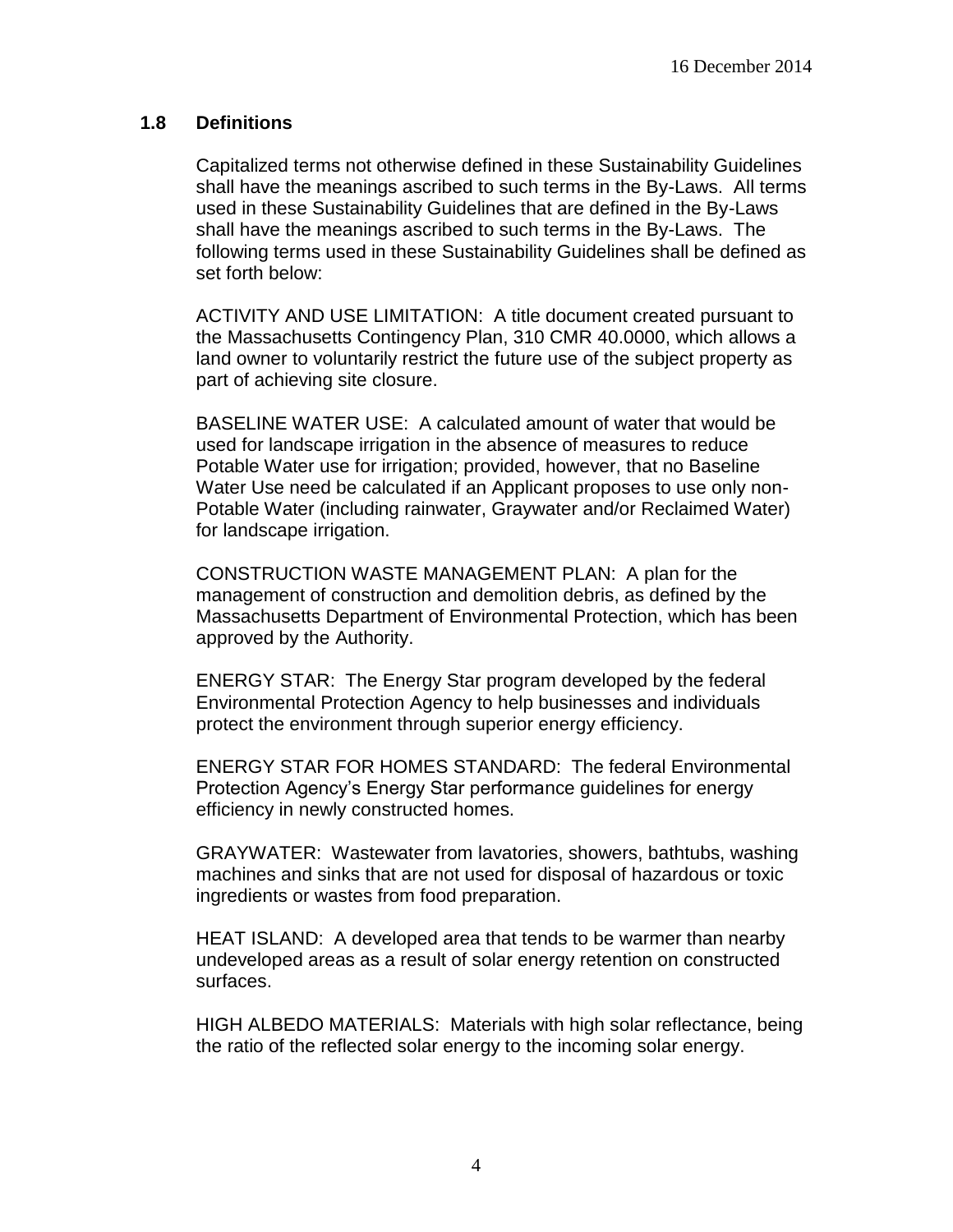### 1.8 Definitions

Capitalized terms not otherwise defined in these Sustainability Guidelines shall have the meanings ascribed to such terms in the By-Laws. All terms used in these Sustainability Guidelines that are defined in the By-Laws shall have the meanings ascribed to such terms in the By-Laws. The following terms used in these Sustainability Guidelines shall be defined as set forth below:

ACTIVITY AND USE LIMITATION: A title document created pursuant to the Massachusetts Contingency Plan, 310 CMR 40.0000, which allows a land owner to voluntarily restrict the future use of the subject property as part of achieving site closure.

BASELINE WATER USE: A calculated amount of water that would be used for landscape irrigation in the absence of measures to reduce Potable Water use for irrigation; provided, however, that no Baseline Water Use need be calculated if an Applicant proposes to use only non-Potable Water (including rainwater, Graywater and/or Reclaimed Water) for landscape irrigation.

CONSTRUCTION WASTE MANAGEMENT PLAN: A plan for the management of construction and demolition debris, as defined by the Massachusetts Department of Environmental Protection, which has been approved by the Authority.

ENERGY STAR: The Energy Star program developed by the federal Environmental Protection Agency to help businesses and individuals protect the environment through superior energy efficiency.

ENERGY STAR FOR HOMES STANDARD: The federal Environmental Protection Agency's Energy Star performance guidelines for energy efficiency in newly constructed homes.

GRAYWATER: Wastewater from lavatories, showers, bathtubs, washing machines and sinks that are not used for disposal of hazardous or toxic ingredients or wastes from food preparation.

HEAT ISLAND: A developed area that tends to be warmer than nearby undeveloped areas as a result of solar energy retention on constructed surfaces.

HIGH ALBEDO MATERIALS: Materials with high solar reflectance, being the ratio of the reflected solar energy to the incoming solar energy.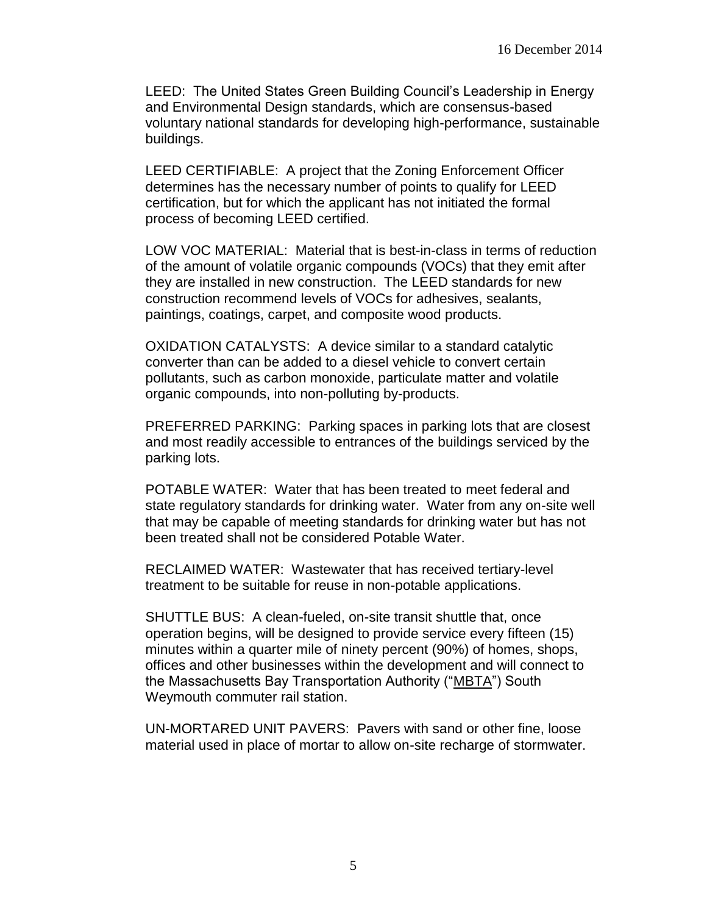LEED: The United States Green Building Council's Leadership in Energy and Environmental Design standards, which are consensus-based voluntary national standards for developing high-performance, sustainable buildings.

LEED CERTIFIABLE: A project that the Zoning Enforcement Officer determines has the necessary number of points to qualify for LEED certification, but for which the applicant has not initiated the formal process of becoming LEED certified.

LOW VOC MATERIAL: Material that is best-in-class in terms of reduction of the amount of volatile organic compounds (VOCs) that they emit after they are installed in new construction. The LEED standards for new construction recommend levels of VOCs for adhesives, sealants, paintings, coatings, carpet, and composite wood products.

OXIDATION CATALYSTS: A device similar to a standard catalytic converter than can be added to a diesel vehicle to convert certain pollutants, such as carbon monoxide, particulate matter and volatile organic compounds, into non-polluting by-products.

PREFERRED PARKING: Parking spaces in parking lots that are closest and most readily accessible to entrances of the buildings serviced by the parking lots.

POTABLE WATER: Water that has been treated to meet federal and state regulatory standards for drinking water. Water from any on-site well that may be capable of meeting standards for drinking water but has not been treated shall not be considered Potable Water.

RECLAIMED WATER: Wastewater that has received tertiary-level treatment to be suitable for reuse in non-potable applications.

SHUTTLE BUS: A clean-fueled, on-site transit shuttle that, once operation begins, will be designed to provide service every fifteen (15) minutes within a quarter mile of ninety percent (90%) of homes, shops, offices and other businesses within the development and will connect to the Massachusetts Bay Transportation Authority ("MBTA") South Weymouth commuter rail station.

UN-MORTARED UNIT PAVERS: Pavers with sand or other fine, loose material used in place of mortar to allow on-site recharge of stormwater.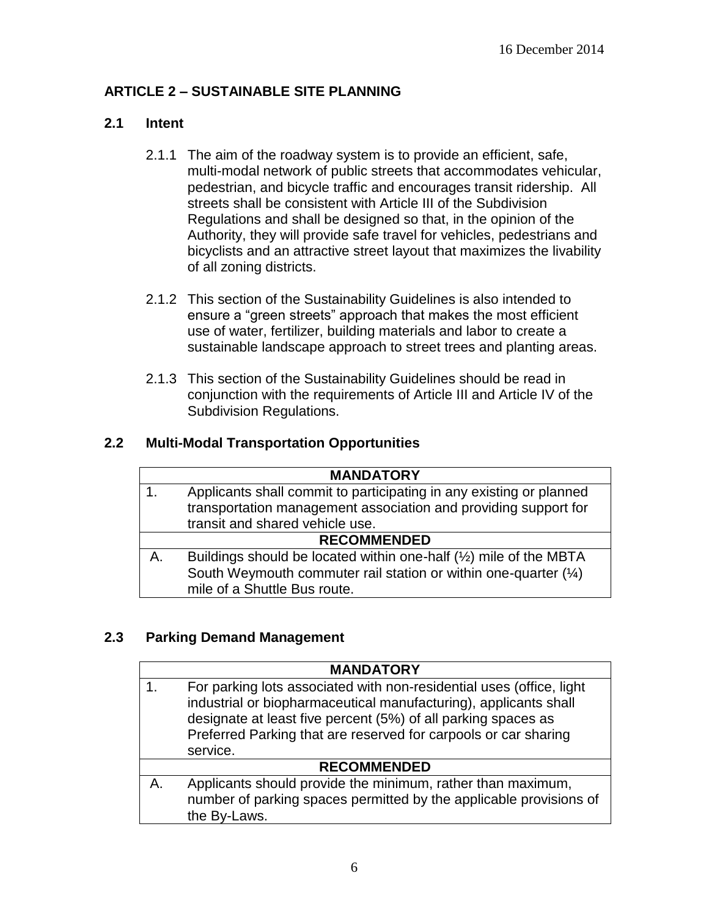## ARTICLE 2 – SUSTAINABLE SITE PLANNING

### 2.1 Intent

2.1.1 The aim of the roadway system is to provide an efficient, safe, multi-modal network of public streets that accommodates vehicular, pedestrian, and bicycle traffic and encourages transit ridership. All streets shall be consistent with Article III of the Subdivision Regulations and shall be designed so that, in the opinion of the Authority, they will provide safe travel for vehicles, pedestrians and bicyclists and an attractive street layout that maximizes the livability of all zoning districts.

2.1.2 This section of the Sustainability Guidelines is also intended to ensure a "green streets" approach that makes the most efficient use of water, fertilizer, building materials and labor to create a sustainable landscape approach to street trees and planting areas.

2.1.3 This section of the Sustainability Guidelines should be read in conjunction with the requirements of Article III and Article IV of the Subdivision Regulations.

### 2.2 Multi-Modal Transportation Opportunities

| | MANDATORY |
|---|---|
| 1. | Applicants shall commit to participating in any existing or planned transportation management association and providing support for transit and shared vehicle use. |
| | **RECOMMENDED** |
| A. | Buildings should be located within one-half (½) mile of the MBTA South Weymouth commuter rail station or within one-quarter (¼) mile of a Shuttle Bus route. |

### 2.3 Parking Demand Management

| | MANDATORY |
|---|---|
| 1. | For parking lots associated with non-residential uses (office, light industrial or biopharmaceutical manufacturing), applicants shall designate at least five percent (5%) of all parking spaces as Preferred Parking that are reserved for carpools or car sharing service. |
| | **RECOMMENDED** |
| A. | Applicants should provide the minimum, rather than maximum, number of parking spaces permitted by the applicable provisions of the By-Laws. |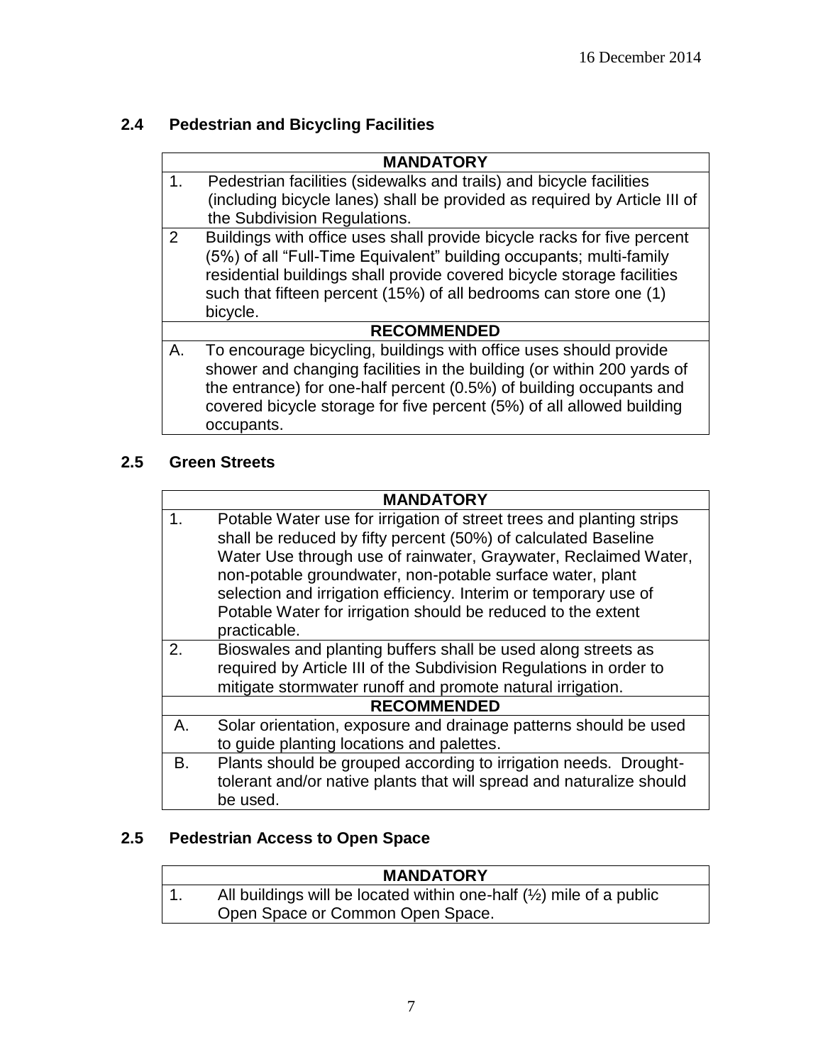## 2.4 Pedestrian and Bicycling Facilities

| MANDATORY | |
|---|---|
| 1. | Pedestrian facilities (sidewalks and trails) and bicycle facilities (including bicycle lanes) shall be provided as required by Article III of the Subdivision Regulations. |
| 2 | Buildings with office uses shall provide bicycle racks for five percent (5%) of all "Full-Time Equivalent" building occupants; multi-family residential buildings shall provide covered bicycle storage facilities such that fifteen percent (15%) of all bedrooms can store one (1) bicycle. |
| **RECOMMENDED** | |
| A. | To encourage bicycling, buildings with office uses should provide shower and changing facilities in the building (or within 200 yards of the entrance) for one-half percent (0.5%) of building occupants and covered bicycle storage for five percent (5%) of all allowed building occupants. |

## 2.5 Green Streets

| MANDATORY | |
|---|---|
| 1. | Potable Water use for irrigation of street trees and planting strips shall be reduced by fifty percent (50%) of calculated Baseline Water Use through use of rainwater, Graywater, Reclaimed Water, non-potable groundwater, non-potable surface water, plant selection and irrigation efficiency. Interim or temporary use of Potable Water for irrigation should be reduced to the extent practicable. |
| 2. | Bioswales and planting buffers shall be used along streets as required by Article III of the Subdivision Regulations in order to mitigate stormwater runoff and promote natural irrigation. |
| **RECOMMENDED** | |
| A. | Solar orientation, exposure and drainage patterns should be used to guide planting locations and palettes. |
| B. | Plants should be grouped according to irrigation needs. Drought-tolerant and/or native plants that will spread and naturalize should be used. |

## 2.5 Pedestrian Access to Open Space

| MANDATORY | |
|---|---|
| 1. | All buildings will be located within one-half (½) mile of a public Open Space or Common Open Space. |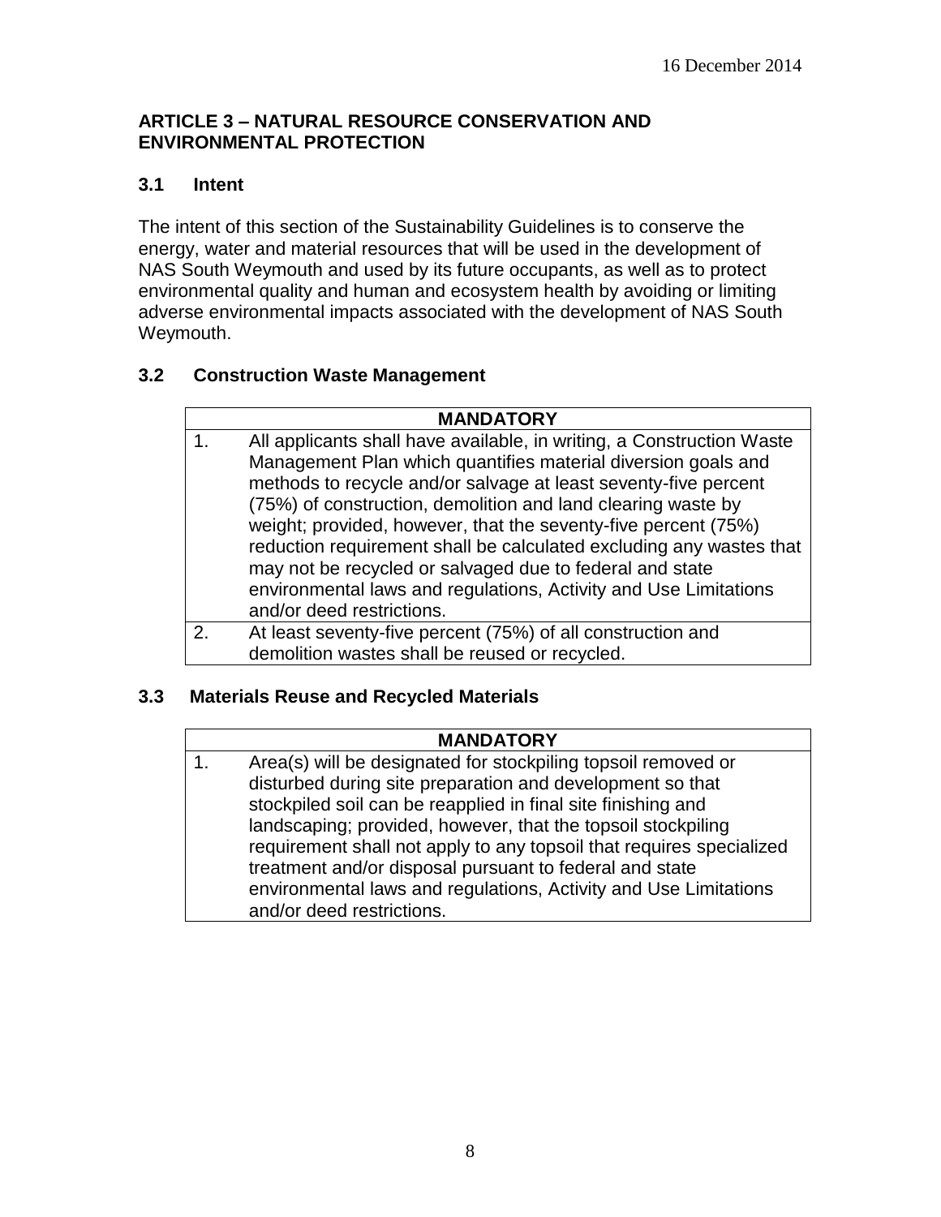## ARTICLE 3 – NATURAL RESOURCE CONSERVATION AND ENVIRONMENTAL PROTECTION

### 3.1 Intent

The intent of this section of the Sustainability Guidelines is to conserve the energy, water and material resources that will be used in the development of NAS South Weymouth and used by its future occupants, as well as to protect environmental quality and human and ecosystem health by avoiding or limiting adverse environmental impacts associated with the development of NAS South Weymouth.

### 3.2 Construction Waste Management

| MANDATORY | |
|---|---|
| 1. | All applicants shall have available, in writing, a Construction Waste Management Plan which quantifies material diversion goals and methods to recycle and/or salvage at least seventy-five percent (75%) of construction, demolition and land clearing waste by weight; provided, however, that the seventy-five percent (75%) reduction requirement shall be calculated excluding any wastes that may not be recycled or salvaged due to federal and state environmental laws and regulations, Activity and Use Limitations and/or deed restrictions. |
| 2. | At least seventy-five percent (75%) of all construction and demolition wastes shall be reused or recycled. |

### 3.3 Materials Reuse and Recycled Materials

| MANDATORY | |
|---|---|
| 1. | Area(s) will be designated for stockpiling topsoil removed or disturbed during site preparation and development so that stockpiled soil can be reapplied in final site finishing and landscaping; provided, however, that the topsoil stockpiling requirement shall not apply to any topsoil that requires specialized treatment and/or disposal pursuant to federal and state environmental laws and regulations, Activity and Use Limitations and/or deed restrictions. |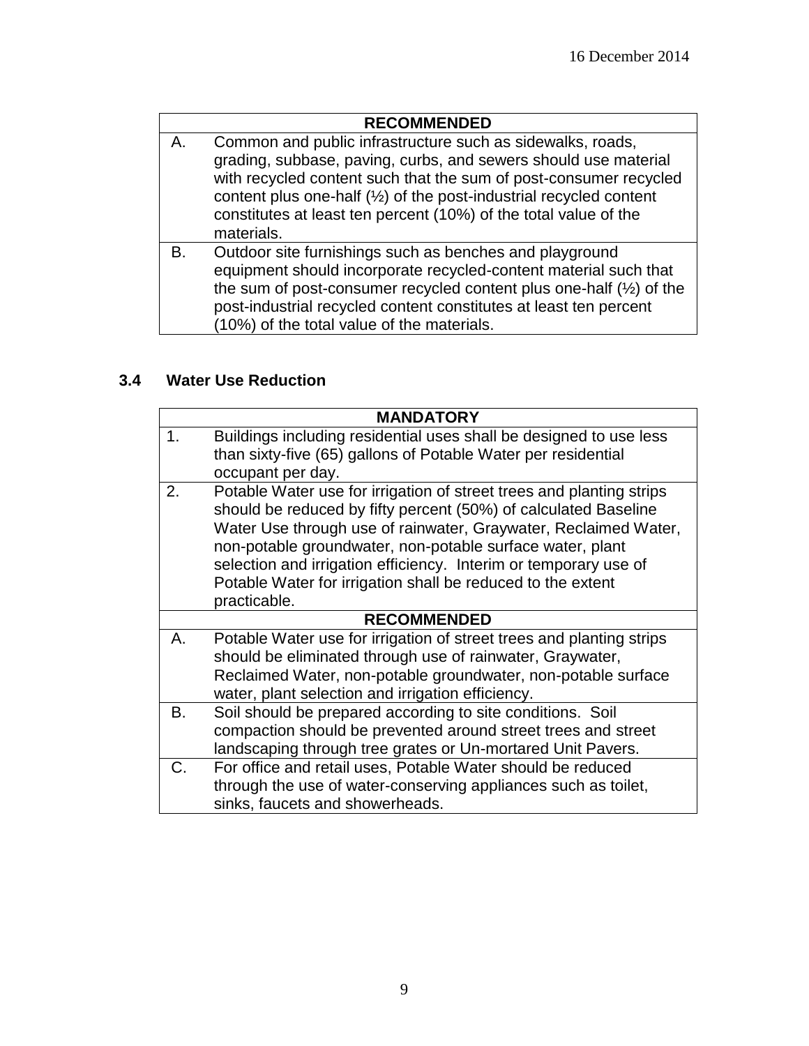| RECOMMENDED | |
|---|---|
| A. | Common and public infrastructure such as sidewalks, roads, grading, subbase, paving, curbs, and sewers should use material with recycled content such that the sum of post-consumer recycled content plus one-half (½) of the post-industrial recycled content constitutes at least ten percent (10%) of the total value of the materials. |
| B. | Outdoor site furnishings such as benches and playground equipment should incorporate recycled-content material such that the sum of post-consumer recycled content plus one-half (½) of the post-industrial recycled content constitutes at least ten percent (10%) of the total value of the materials. |

### 3.4 Water Use Reduction

| MANDATORY | |
|---|---|
| 1. | Buildings including residential uses shall be designed to use less than sixty-five (65) gallons of Potable Water per residential occupant per day. |
| 2. | Potable Water use for irrigation of street trees and planting strips should be reduced by fifty percent (50%) of calculated Baseline Water Use through use of rainwater, Graywater, Reclaimed Water, non-potable groundwater, non-potable surface water, plant selection and irrigation efficiency. Interim or temporary use of Potable Water for irrigation shall be reduced to the extent practicable. |
| **RECOMMENDED** | |
| A. | Potable Water use for irrigation of street trees and planting strips should be eliminated through use of rainwater, Graywater, Reclaimed Water, non-potable groundwater, non-potable surface water, plant selection and irrigation efficiency. |
| B. | Soil should be prepared according to site conditions. Soil compaction should be prevented around street trees and street landscaping through tree grates or Un-mortared Unit Pavers. |
| C. | For office and retail uses, Potable Water should be reduced through the use of water-conserving appliances such as toilet, sinks, faucets and showerheads. |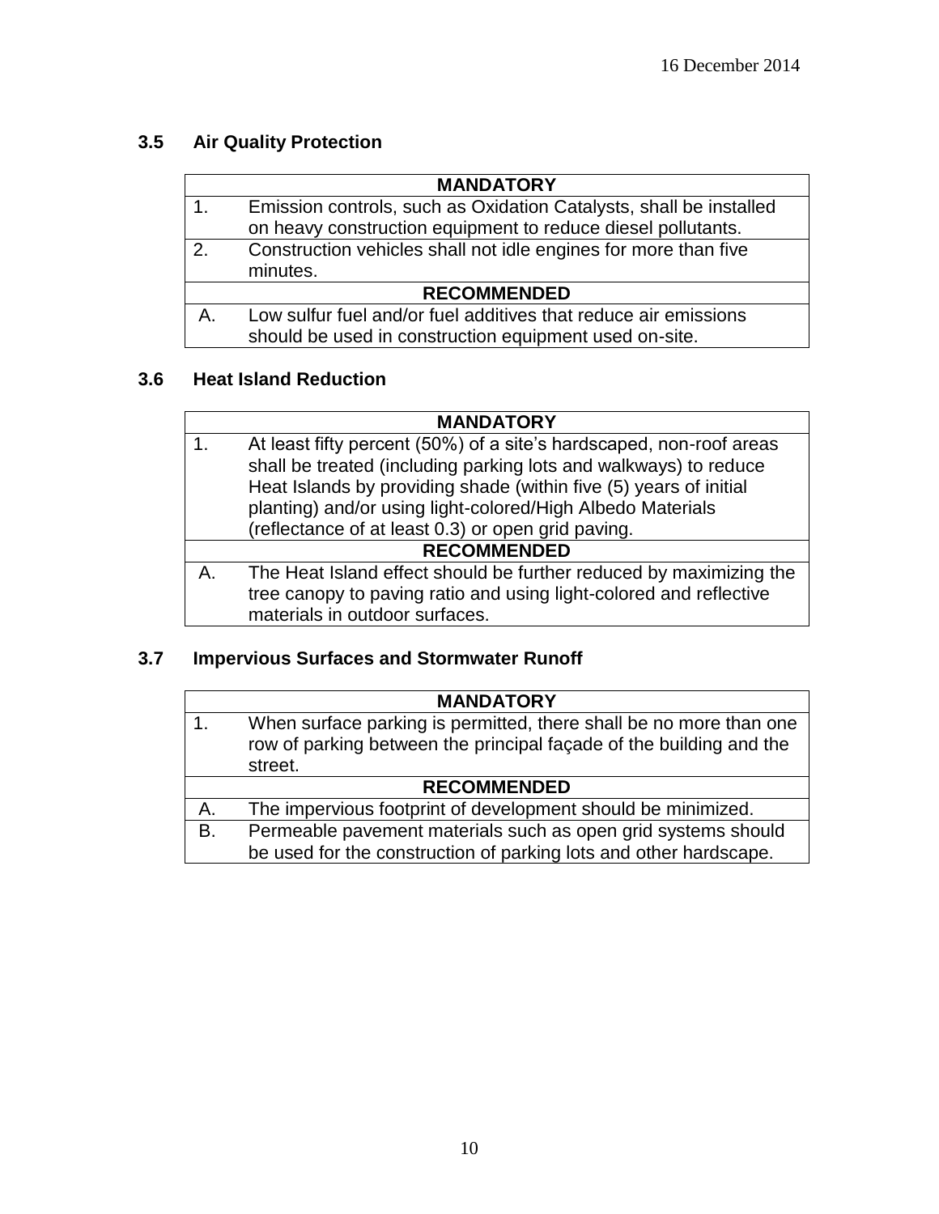### 3.5 Air Quality Protection

| MANDATORY | |
|---|---|
| 1. | Emission controls, such as Oxidation Catalysts, shall be installed on heavy construction equipment to reduce diesel pollutants. |
| 2. | Construction vehicles shall not idle engines for more than five minutes. |
| **RECOMMENDED** | |
| A. | Low sulfur fuel and/or fuel additives that reduce air emissions should be used in construction equipment used on-site. |

### 3.6 Heat Island Reduction

| MANDATORY | |
|---|---|
| 1. | At least fifty percent (50%) of a site's hardscaped, non-roof areas shall be treated (including parking lots and walkways) to reduce Heat Islands by providing shade (within five (5) years of initial planting) and/or using light-colored/High Albedo Materials (reflectance of at least 0.3) or open grid paving. |
| **RECOMMENDED** | |
| A. | The Heat Island effect should be further reduced by maximizing the tree canopy to paving ratio and using light-colored and reflective materials in outdoor surfaces. |

### 3.7 Impervious Surfaces and Stormwater Runoff

| MANDATORY | |
|---|---|
| 1. | When surface parking is permitted, there shall be no more than one row of parking between the principal façade of the building and the street. |
| **RECOMMENDED** | |
| A. | The impervious footprint of development should be minimized. |
| B. | Permeable pavement materials such as open grid systems should be used for the construction of parking lots and other hardscape. |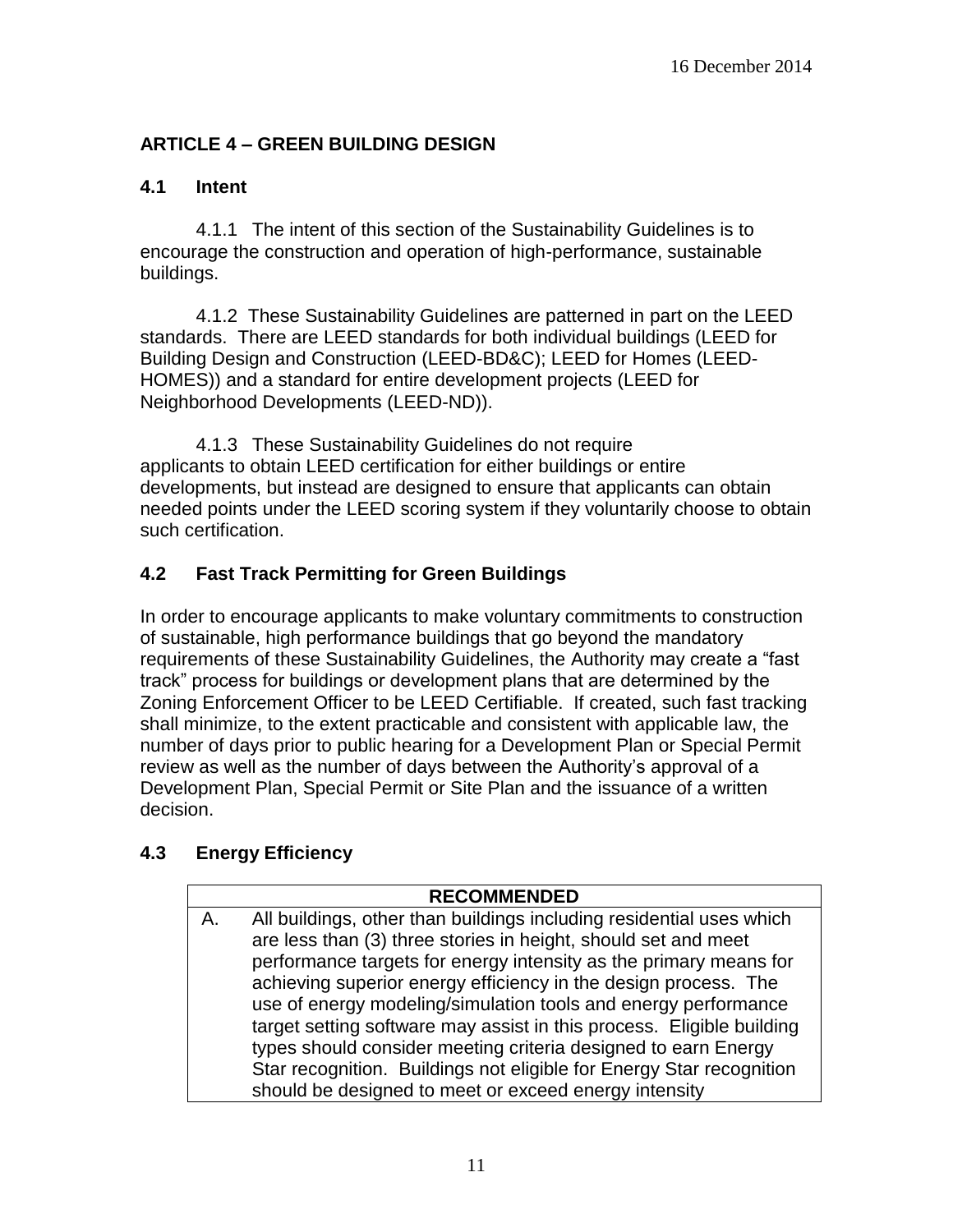## ARTICLE 4 – GREEN BUILDING DESIGN

### 4.1 Intent

4.1.1 The intent of this section of the Sustainability Guidelines is to encourage the construction and operation of high-performance, sustainable buildings.

4.1.2 These Sustainability Guidelines are patterned in part on the LEED standards. There are LEED standards for both individual buildings (LEED for Building Design and Construction (LEED-BD&C); LEED for Homes (LEED-HOMES)) and a standard for entire development projects (LEED for Neighborhood Developments (LEED-ND)).

4.1.3 These Sustainability Guidelines do not require applicants to obtain LEED certification for either buildings or entire developments, but instead are designed to ensure that applicants can obtain needed points under the LEED scoring system if they voluntarily choose to obtain such certification.

### 4.2 Fast Track Permitting for Green Buildings

In order to encourage applicants to make voluntary commitments to construction of sustainable, high performance buildings that go beyond the mandatory requirements of these Sustainability Guidelines, the Authority may create a "fast track" process for buildings or development plans that are determined by the Zoning Enforcement Officer to be LEED Certifiable. If created, such fast tracking shall minimize, to the extent practicable and consistent with applicable law, the number of days prior to public hearing for a Development Plan or Special Permit review as well as the number of days between the Authority's approval of a Development Plan, Special Permit or Site Plan and the issuance of a written decision.

### 4.3 Energy Efficiency

| | RECOMMENDED |
|---|---|
| A. | All buildings, other than buildings including residential uses which are less than (3) three stories in height, should set and meet performance targets for energy intensity as the primary means for achieving superior energy efficiency in the design process. The use of energy modeling/simulation tools and energy performance target setting software may assist in this process. Eligible building types should consider meeting criteria designed to earn Energy Star recognition. Buildings not eligible for Energy Star recognition should be designed to meet or exceed energy intensity |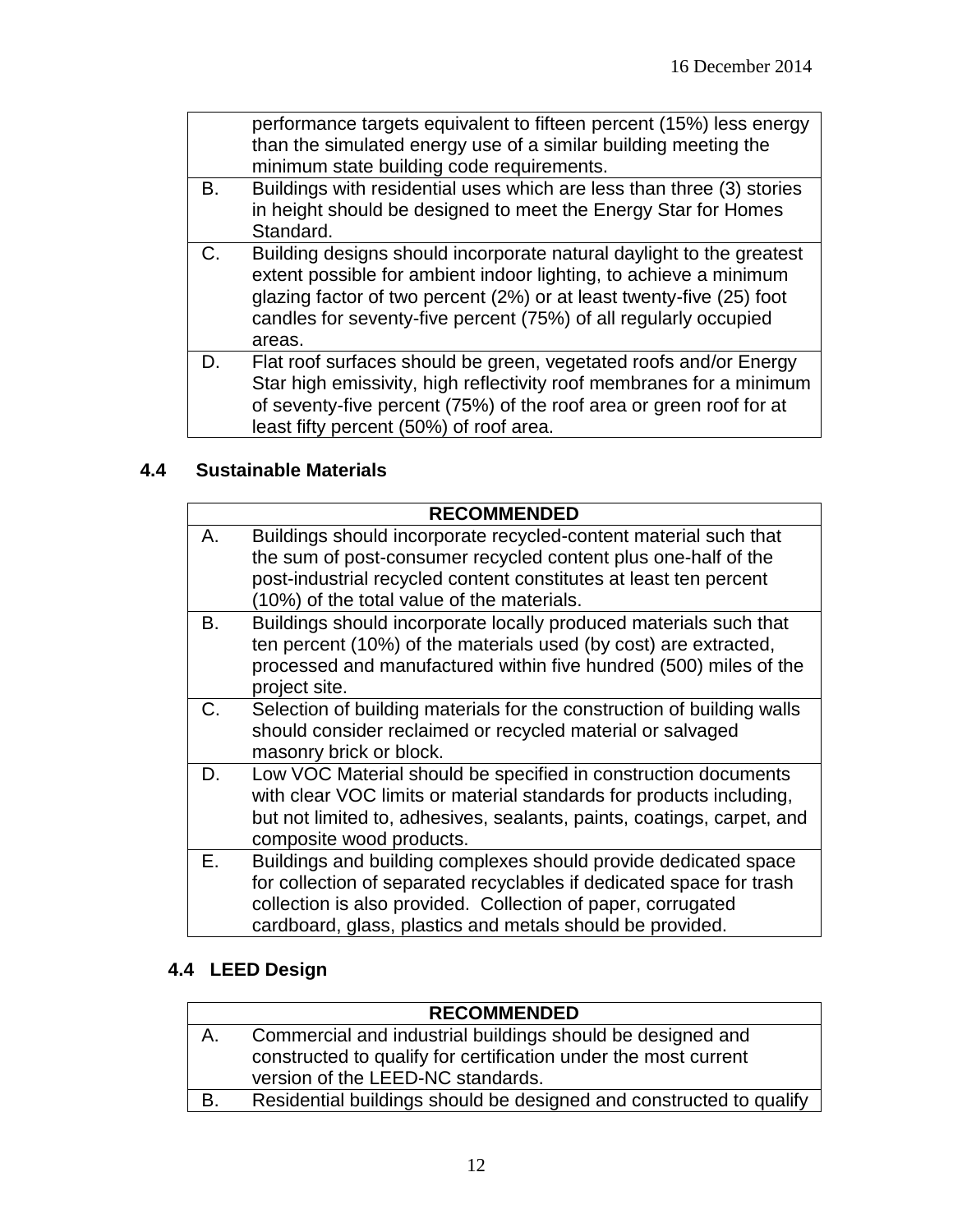| | |
|---|---|
| | performance targets equivalent to fifteen percent (15%) less energy than the simulated energy use of a similar building meeting the minimum state building code requirements. |
| B. | Buildings with residential uses which are less than three (3) stories in height should be designed to meet the Energy Star for Homes Standard. |
| C. | Building designs should incorporate natural daylight to the greatest extent possible for ambient indoor lighting, to achieve a minimum glazing factor of two percent (2%) or at least twenty-five (25) foot candles for seventy-five percent (75%) of all regularly occupied areas. |
| D. | Flat roof surfaces should be green, vegetated roofs and/or Energy Star high emissivity, high reflectivity roof membranes for a minimum of seventy-five percent (75%) of the roof area or green roof for at least fifty percent (50%) of roof area. |

### 4.4 Sustainable Materials

| RECOMMENDED | |
|---|---|
| A. | Buildings should incorporate recycled-content material such that the sum of post-consumer recycled content plus one-half of the post-industrial recycled content constitutes at least ten percent (10%) of the total value of the materials. |
| B. | Buildings should incorporate locally produced materials such that ten percent (10%) of the materials used (by cost) are extracted, processed and manufactured within five hundred (500) miles of the project site. |
| C. | Selection of building materials for the construction of building walls should consider reclaimed or recycled material or salvaged masonry brick or block. |
| D. | Low VOC Material should be specified in construction documents with clear VOC limits or material standards for products including, but not limited to, adhesives, sealants, paints, coatings, carpet, and composite wood products. |
| E. | Buildings and building complexes should provide dedicated space for collection of separated recyclables if dedicated space for trash collection is also provided. Collection of paper, corrugated cardboard, glass, plastics and metals should be provided. |

### 4.4 LEED Design

| RECOMMENDED | |
|---|---|
| A. | Commercial and industrial buildings should be designed and constructed to qualify for certification under the most current version of the LEED-NC standards. |
| B. | Residential buildings should be designed and constructed to qualify |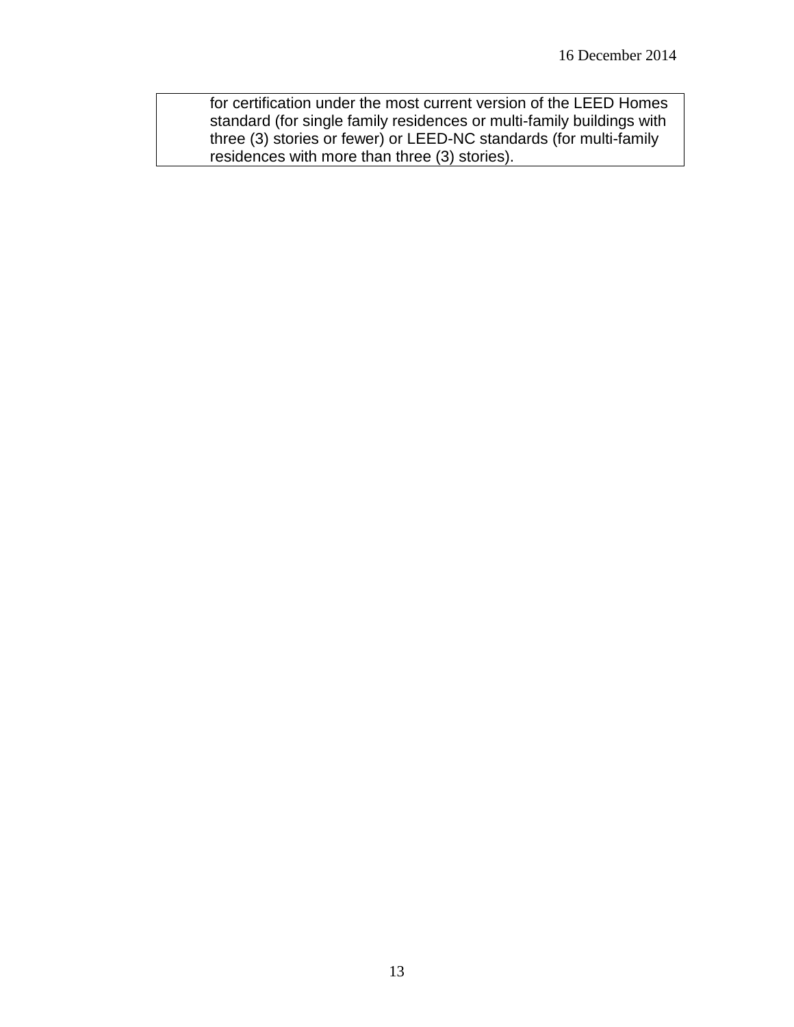| |
|---|
| for certification under the most current version of the LEED Homes standard (for single family residences or multi-family buildings with three (3) stories or fewer) or LEED-NC standards (for multi-family residences with more than three (3) stories). |